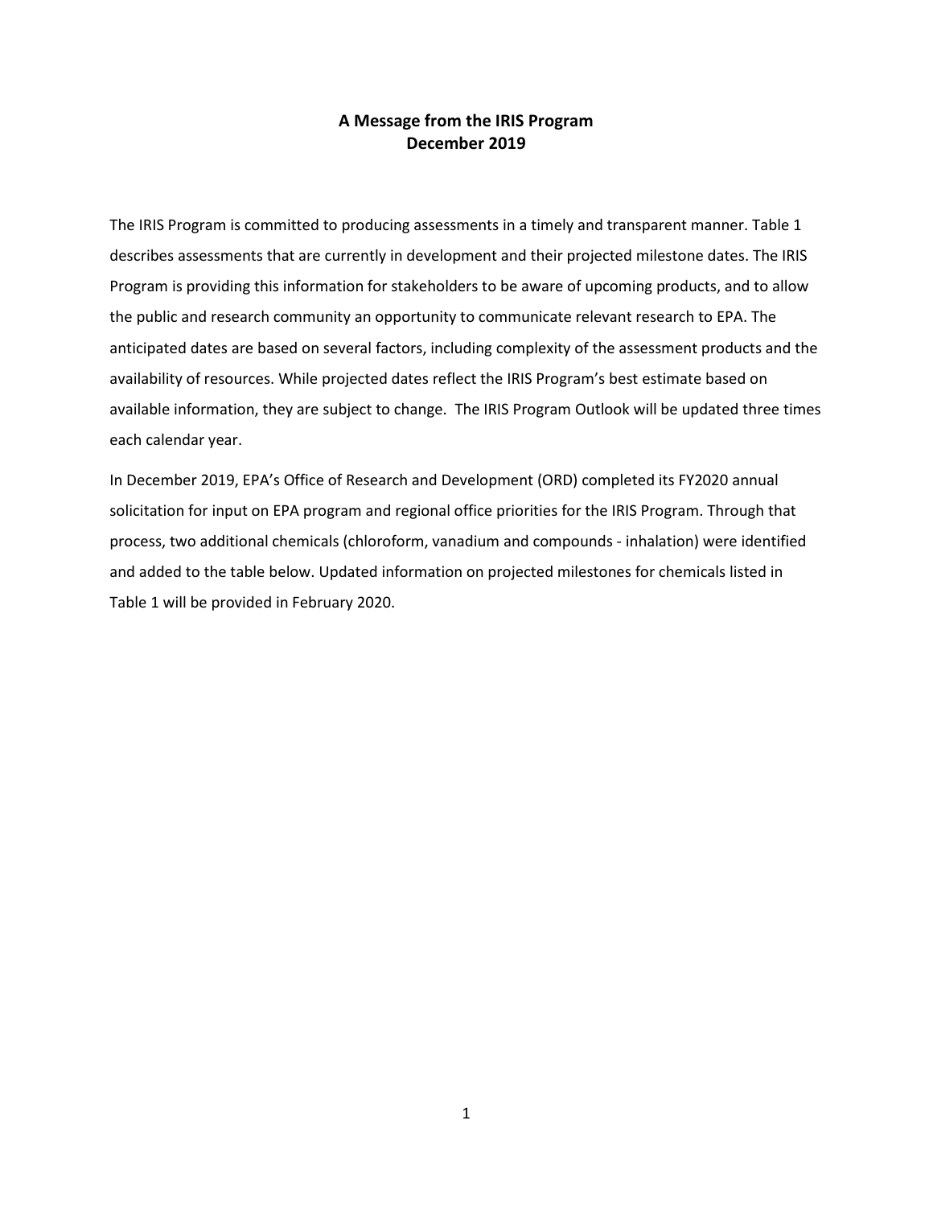# A Message from the IRIS Program
## December 2019

The IRIS Program is committed to producing assessments in a timely and transparent manner. Table 1 describes assessments that are currently in development and their projected milestone dates. The IRIS Program is providing this information for stakeholders to be aware of upcoming products, and to allow the public and research community an opportunity to communicate relevant research to EPA. The anticipated dates are based on several factors, including complexity of the assessment products and the availability of resources. While projected dates reflect the IRIS Program's best estimate based on available information, they are subject to change. The IRIS Program Outlook will be updated three times each calendar year.

In December 2019, EPA's Office of Research and Development (ORD) completed its FY2020 annual solicitation for input on EPA program and regional office priorities for the IRIS Program. Through that process, two additional chemicals (chloroform, vanadium and compounds - inhalation) were identified and added to the table below. Updated information on projected milestones for chemicals listed in Table 1 will be provided in February 2020.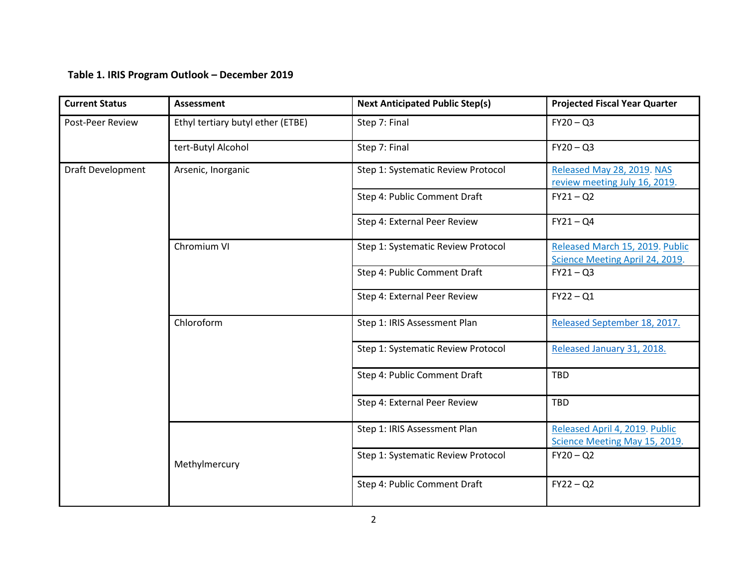**Table 1. IRIS Program Outlook – December 2019**

| Current Status | Assessment | Next Anticipated Public Step(s) | Projected Fiscal Year Quarter |
|---|---|---|---|
| Post-Peer Review | Ethyl tertiary butyl ether (ETBE) | Step 7: Final | FY20 – Q3 |
| | tert-Butyl Alcohol | Step 7: Final | FY20 – Q3 |
| Draft Development | Arsenic, Inorganic | Step 1: Systematic Review Protocol | Released May 28, 2019. NAS review meeting July 16, 2019. |
| | | Step 4: Public Comment Draft | FY21 – Q2 |
| | | Step 4: External Peer Review | FY21 – Q4 |
| | Chromium VI | Step 1: Systematic Review Protocol | Released March 15, 2019. Public Science Meeting April 24, 2019. |
| | | Step 4: Public Comment Draft | FY21 – Q3 |
| | | Step 4: External Peer Review | FY22 – Q1 |
| | Chloroform | Step 1: IRIS Assessment Plan | Released September 18, 2017. |
| | | Step 1: Systematic Review Protocol | Released January 31, 2018. |
| | | Step 4: Public Comment Draft | TBD |
| | | Step 4: External Peer Review | TBD |
| | Methylmercury | Step 1: IRIS Assessment Plan | Released April 4, 2019. Public Science Meeting May 15, 2019. |
| | | Step 1: Systematic Review Protocol | FY20 – Q2 |
| | | Step 4: Public Comment Draft | FY22 – Q2 |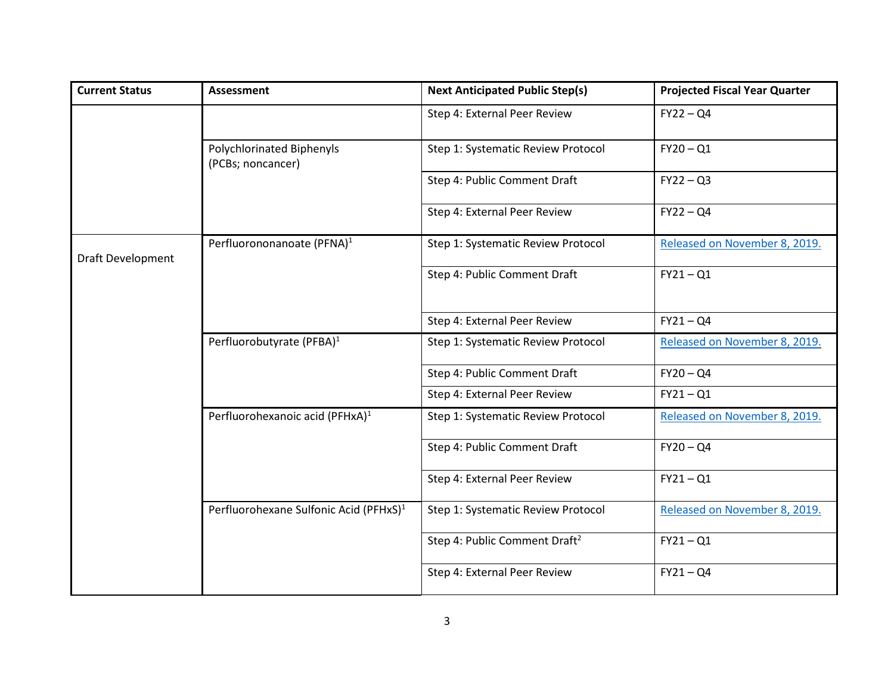| Current Status | Assessment | Next Anticipated Public Step(s) | Projected Fiscal Year Quarter |
|---|---|---|---|
| | | Step 4: External Peer Review | FY22 – Q4 |
| | Polychlorinated Biphenyls (PCBs; noncancer) | Step 1: Systematic Review Protocol | FY20 – Q1 |
| | | Step 4: Public Comment Draft | FY22 – Q3 |
| | | Step 4: External Peer Review | FY22 – Q4 |
| Draft Development | Perfluorononanoate (PFNA)[1] | Step 1: Systematic Review Protocol | Released on November 8, 2019. |
| | | Step 4: Public Comment Draft | FY21 – Q1 |
| | | Step 4: External Peer Review | FY21 – Q4 |
| | Perfluorobutyrate (PFBA)[1] | Step 1: Systematic Review Protocol | Released on November 8, 2019. |
| | | Step 4: Public Comment Draft | FY20 – Q4 |
| | | Step 4: External Peer Review | FY21 – Q1 |
| | Perfluorohexanoic acid (PFHxA)[1] | Step 1: Systematic Review Protocol | Released on November 8, 2019. |
| | | Step 4: Public Comment Draft | FY20 – Q4 |
| | | Step 4: External Peer Review | FY21 – Q1 |
| | Perfluorohexane Sulfonic Acid (PFHxS)[1] | Step 1: Systematic Review Protocol | Released on November 8, 2019. |
| | | Step 4: Public Comment Draft[2] | FY21 – Q1 |
| | | Step 4: External Peer Review | FY21 – Q4 |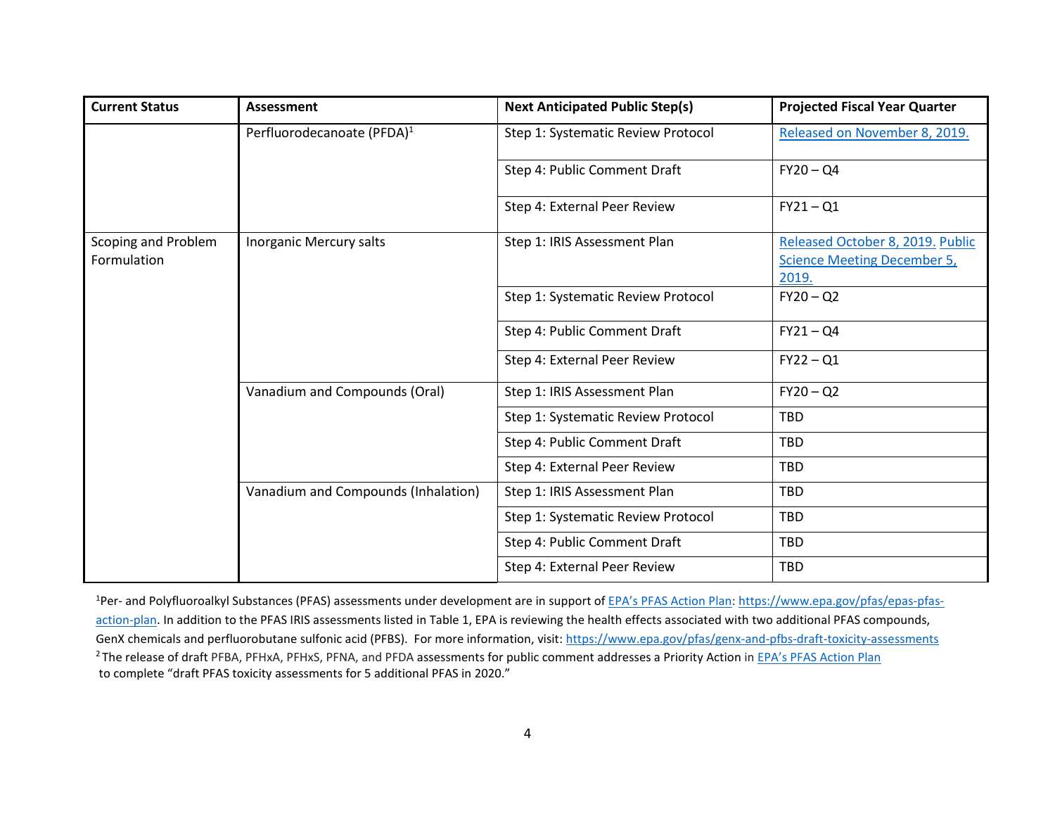| Current Status | Assessment | Next Anticipated Public Step(s) | Projected Fiscal Year Quarter |
|---|---|---|---|
| | Perfluorodecanoate (PFDA)[1] | Step 1: Systematic Review Protocol | Released on November 8, 2019. |
| | | Step 4: Public Comment Draft | FY20 – Q4 |
| | | Step 4: External Peer Review | FY21 – Q1 |
| Scoping and Problem Formulation | Inorganic Mercury salts | Step 1: IRIS Assessment Plan | Released October 8, 2019. Public Science Meeting December 5, 2019. |
| | | Step 1: Systematic Review Protocol | FY20 – Q2 |
| | | Step 4: Public Comment Draft | FY21 – Q4 |
| | | Step 4: External Peer Review | FY22 – Q1 |
| | Vanadium and Compounds (Oral) | Step 1: IRIS Assessment Plan | FY20 – Q2 |
| | | Step 1: Systematic Review Protocol | TBD |
| | | Step 4: Public Comment Draft | TBD |
| | | Step 4: External Peer Review | TBD |
| | Vanadium and Compounds (Inhalation) | Step 1: IRIS Assessment Plan | TBD |
| | | Step 1: Systematic Review Protocol | TBD |
| | | Step 4: Public Comment Draft | TBD |
| | | Step 4: External Peer Review | TBD |

[1]Per- and Polyfluoroalkyl Substances (PFAS) assessments under development are in support of EPA's PFAS Action Plan: https://www.epa.gov/pfas/epas-pfas-action-plan. In addition to the PFAS IRIS assessments listed in Table 1, EPA is reviewing the health effects associated with two additional PFAS compounds, GenX chemicals and perfluorobutane sulfonic acid (PFBS). For more information, visit: https://www.epa.gov/pfas/genx-and-pfbs-draft-toxicity-assessments

[2]The release of draft PFBA, PFHxA, PFHxS, PFNA, and PFDA assessments for public comment addresses a Priority Action in EPA's PFAS Action Plan to complete "draft PFAS toxicity assessments for 5 additional PFAS in 2020."